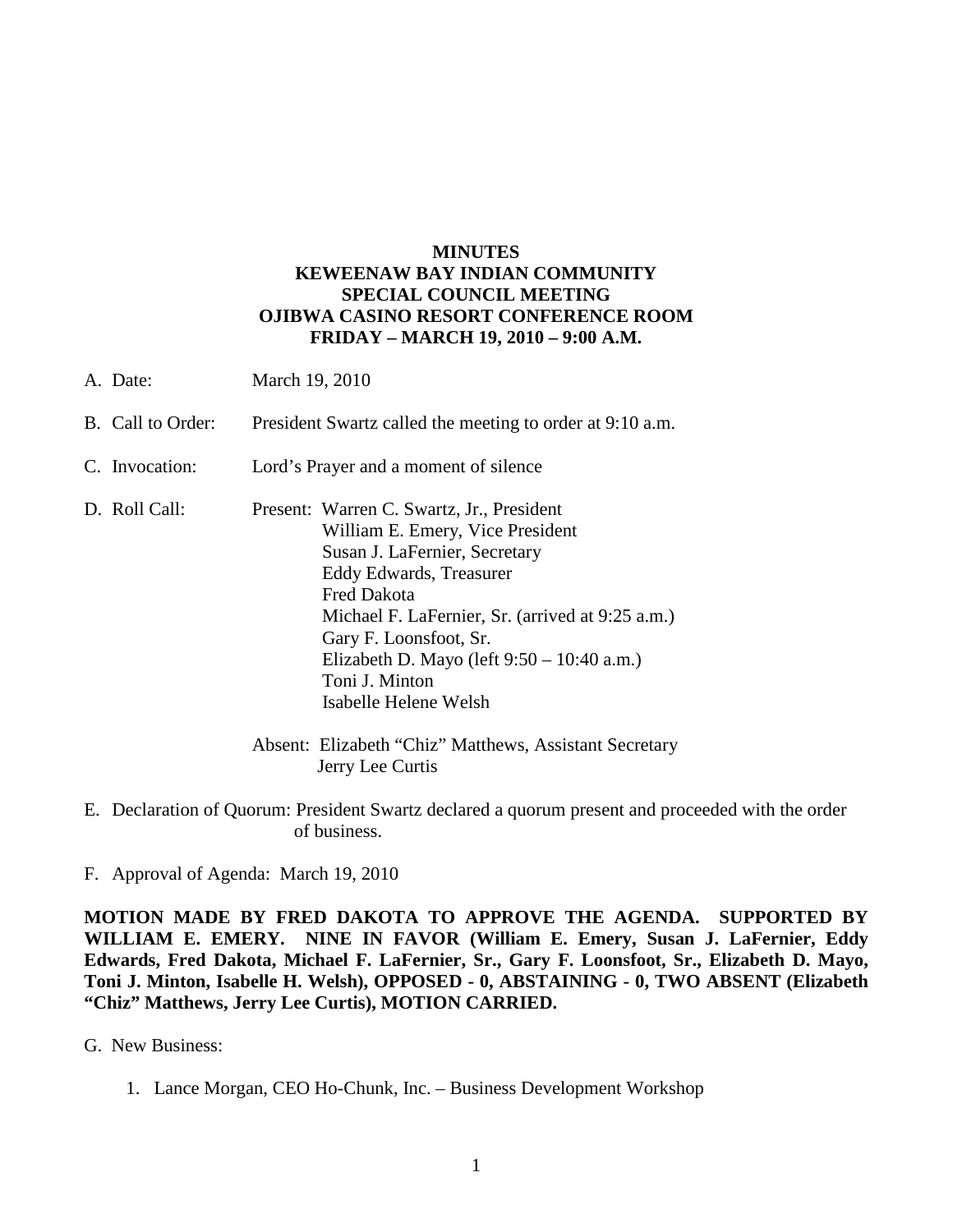**MINUTES**
**KEWEENAW BAY INDIAN COMMUNITY**
**SPECIAL COUNCIL MEETING**
**OJIBWA CASINO RESORT CONFERENCE ROOM**
**FRIDAY – MARCH 19, 2010 – 9:00 A.M.**

A. Date: March 19, 2010

B. Call to Order: President Swartz called the meeting to order at 9:10 a.m.

C. Invocation: Lord's Prayer and a moment of silence

D. Roll Call: Present: Warren C. Swartz, Jr., President
William E. Emery, Vice President
Susan J. LaFernier, Secretary
Eddy Edwards, Treasurer
Fred Dakota
Michael F. LaFernier, Sr. (arrived at 9:25 a.m.)
Gary F. Loonsfoot, Sr.
Elizabeth D. Mayo (left 9:50 – 10:40 a.m.)
Toni J. Minton
Isabelle Helene Welsh

Absent: Elizabeth "Chiz" Matthews, Assistant Secretary
Jerry Lee Curtis

E. Declaration of Quorum: President Swartz declared a quorum present and proceeded with the order of business.

F. Approval of Agenda: March 19, 2010

**MOTION MADE BY FRED DAKOTA TO APPROVE THE AGENDA. SUPPORTED BY WILLIAM E. EMERY. NINE IN FAVOR (William E. Emery, Susan J. LaFernier, Eddy Edwards, Fred Dakota, Michael F. LaFernier, Sr., Gary F. Loonsfoot, Sr., Elizabeth D. Mayo, Toni J. Minton, Isabelle H. Welsh), OPPOSED - 0, ABSTAINING - 0, TWO ABSENT (Elizabeth "Chiz" Matthews, Jerry Lee Curtis), MOTION CARRIED.**

G. New Business:

1. Lance Morgan, CEO Ho-Chunk, Inc. – Business Development Workshop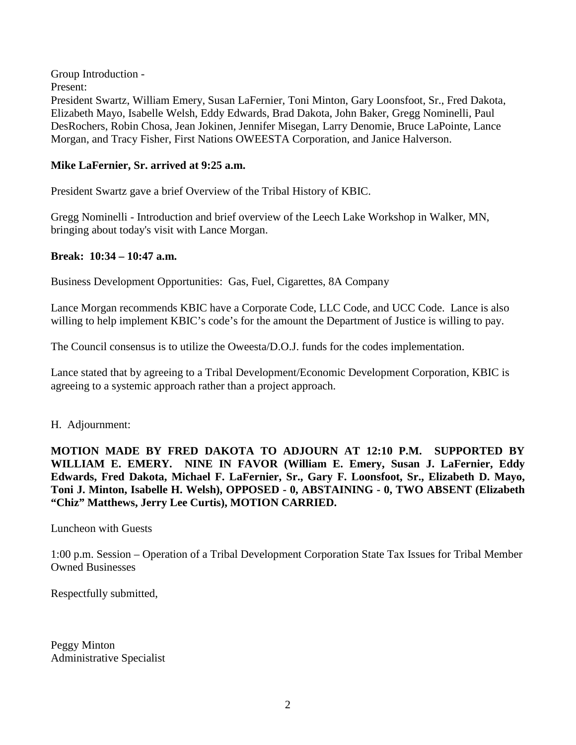Group Introduction -
Present:
President Swartz, William Emery, Susan LaFernier, Toni Minton, Gary Loonsfoot, Sr., Fred Dakota, Elizabeth Mayo, Isabelle Welsh, Eddy Edwards, Brad Dakota, John Baker, Gregg Nominelli, Paul DesRochers, Robin Chosa, Jean Jokinen, Jennifer Misegan, Larry Denomie, Bruce LaPointe, Lance Morgan, and Tracy Fisher, First Nations OWEESTA Corporation, and Janice Halverson.

**Mike LaFernier, Sr. arrived at 9:25 a.m.**

President Swartz gave a brief Overview of the Tribal History of KBIC.

Gregg Nominelli - Introduction and brief overview of the Leech Lake Workshop in Walker, MN, bringing about today's visit with Lance Morgan.

**Break: 10:34 – 10:47 a.m.**

Business Development Opportunities: Gas, Fuel, Cigarettes, 8A Company

Lance Morgan recommends KBIC have a Corporate Code, LLC Code, and UCC Code. Lance is also willing to help implement KBIC's code's for the amount the Department of Justice is willing to pay.

The Council consensus is to utilize the Oweesta/D.O.J. funds for the codes implementation.

Lance stated that by agreeing to a Tribal Development/Economic Development Corporation, KBIC is agreeing to a systemic approach rather than a project approach.

H. Adjournment:

**MOTION MADE BY FRED DAKOTA TO ADJOURN AT 12:10 P.M. SUPPORTED BY WILLIAM E. EMERY. NINE IN FAVOR (William E. Emery, Susan J. LaFernier, Eddy Edwards, Fred Dakota, Michael F. LaFernier, Sr., Gary F. Loonsfoot, Sr., Elizabeth D. Mayo, Toni J. Minton, Isabelle H. Welsh), OPPOSED - 0, ABSTAINING - 0, TWO ABSENT (Elizabeth "Chiz" Matthews, Jerry Lee Curtis), MOTION CARRIED.**

Luncheon with Guests

1:00 p.m. Session – Operation of a Tribal Development Corporation State Tax Issues for Tribal Member Owned Businesses

Respectfully submitted,

Peggy Minton
Administrative Specialist